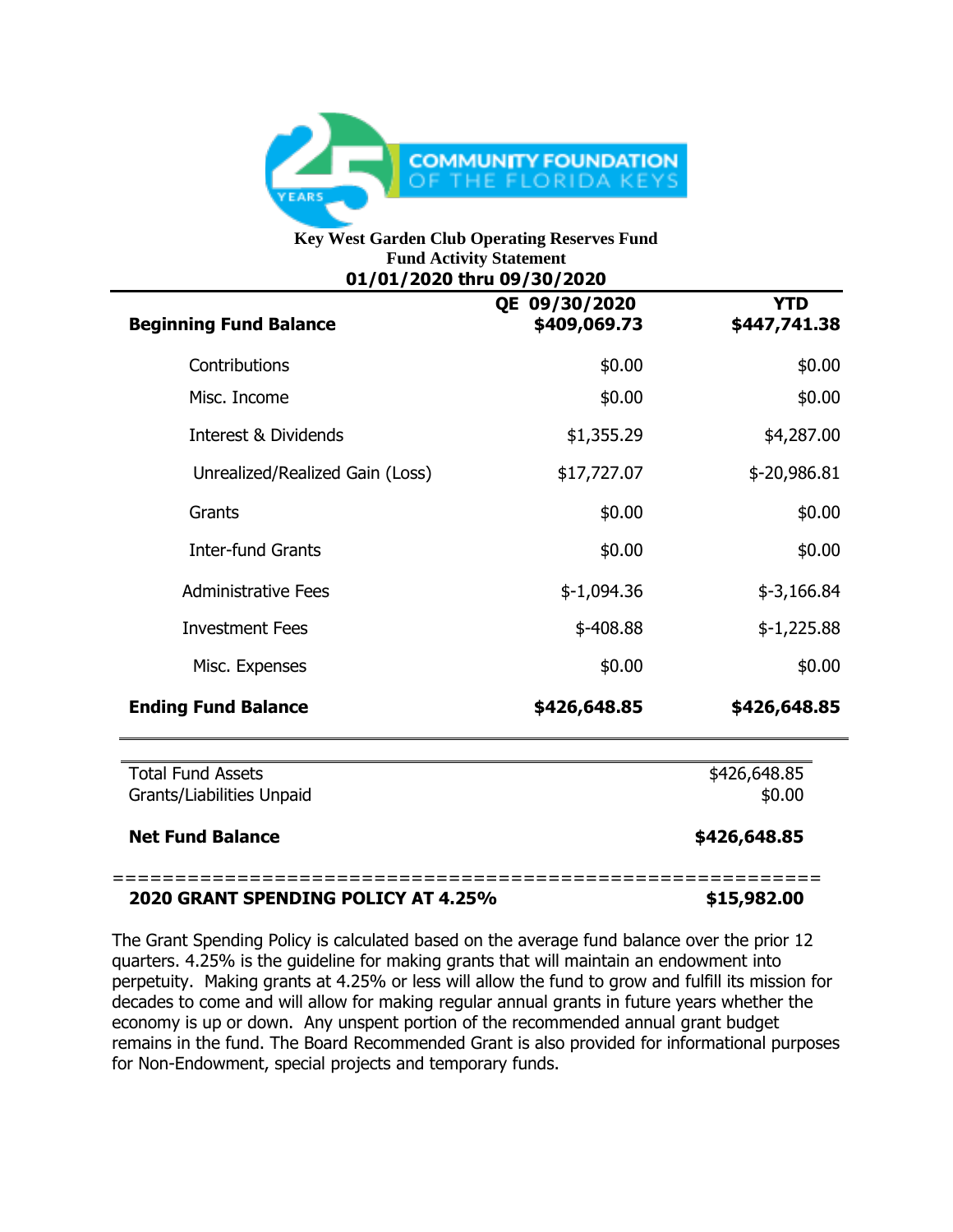COMMUNITY FOUNDATION OF THE FLORIDA KEYS

**Key West Garden Club Operating Reserves Fund**
**Fund Activity Statement**
**01/01/2020 thru 09/30/2020**

| | QE 09/30/2020 | YTD |
|---|---|---|
| **Beginning Fund Balance** | **$409,069.73** | **$447,741.38** |
| Contributions | $0.00 | $0.00 |
| Misc. Income | $0.00 | $0.00 |
| Interest & Dividends | $1,355.29 | $4,287.00 |
| Unrealized/Realized Gain (Loss) | $17,727.07 | $-20,986.81 |
| Grants | $0.00 | $0.00 |
| Inter-fund Grants | $0.00 | $0.00 |
| Administrative Fees | $-1,094.36 | $-3,166.84 |
| Investment Fees | $-408.88 | $-1,225.88 |
| Misc. Expenses | $0.00 | $0.00 |
| **Ending Fund Balance** | **$426,648.85** | **$426,648.85** |

| | |
|---|---|
| Total Fund Assets | $426,648.85 |
| Grants/Liabilities Unpaid | $0.00 |
| **Net Fund Balance** | **$426,648.85** |

========================================================

**2020 GRANT SPENDING POLICY AT 4.25%** **$15,982.00**

The Grant Spending Policy is calculated based on the average fund balance over the prior 12 quarters. 4.25% is the guideline for making grants that will maintain an endowment into perpetuity. Making grants at 4.25% or less will allow the fund to grow and fulfill its mission for decades to come and will allow for making regular annual grants in future years whether the economy is up or down. Any unspent portion of the recommended annual grant budget remains in the fund. The Board Recommended Grant is also provided for informational purposes for Non-Endowment, special projects and temporary funds.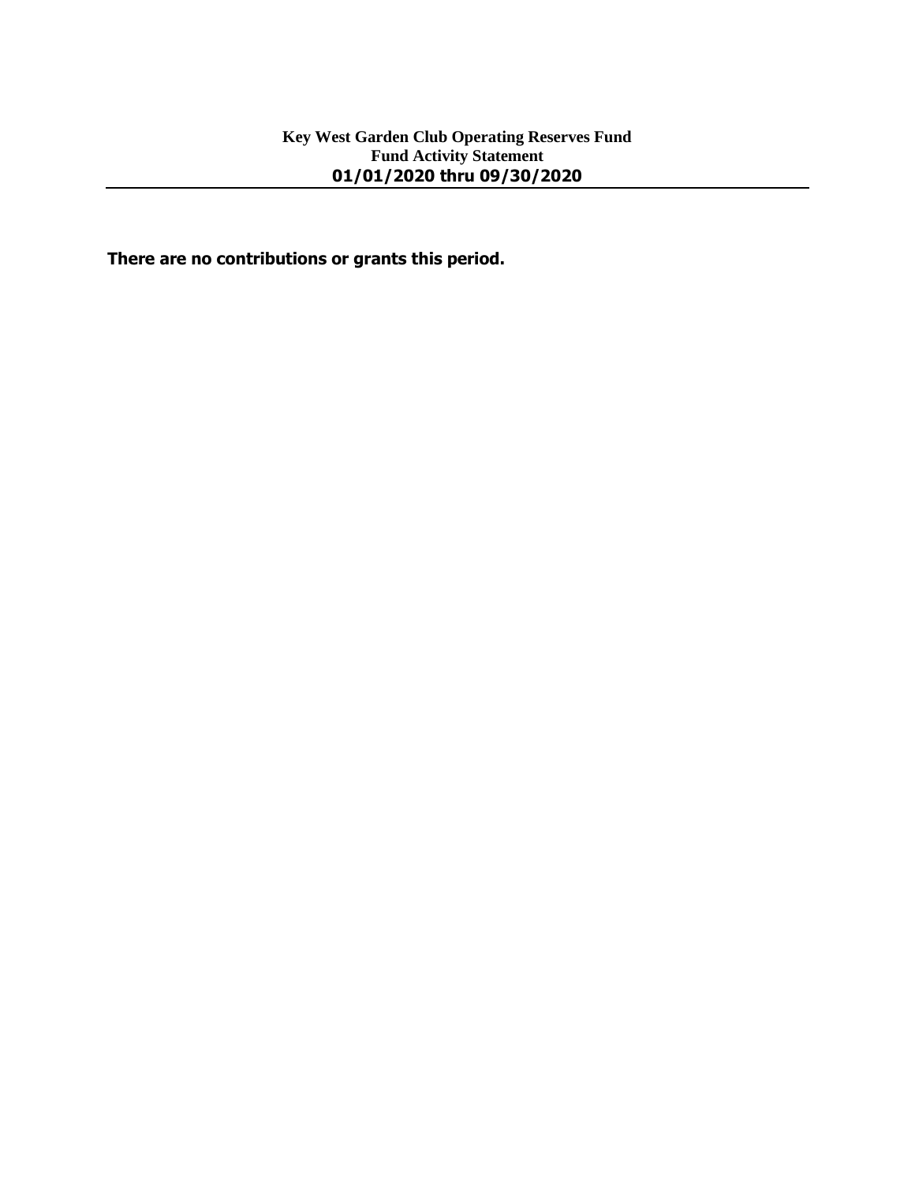# Key West Garden Club Operating Reserves Fund
## Fund Activity Statement
## 01/01/2020 thru 09/30/2020

**There are no contributions or grants this period.**